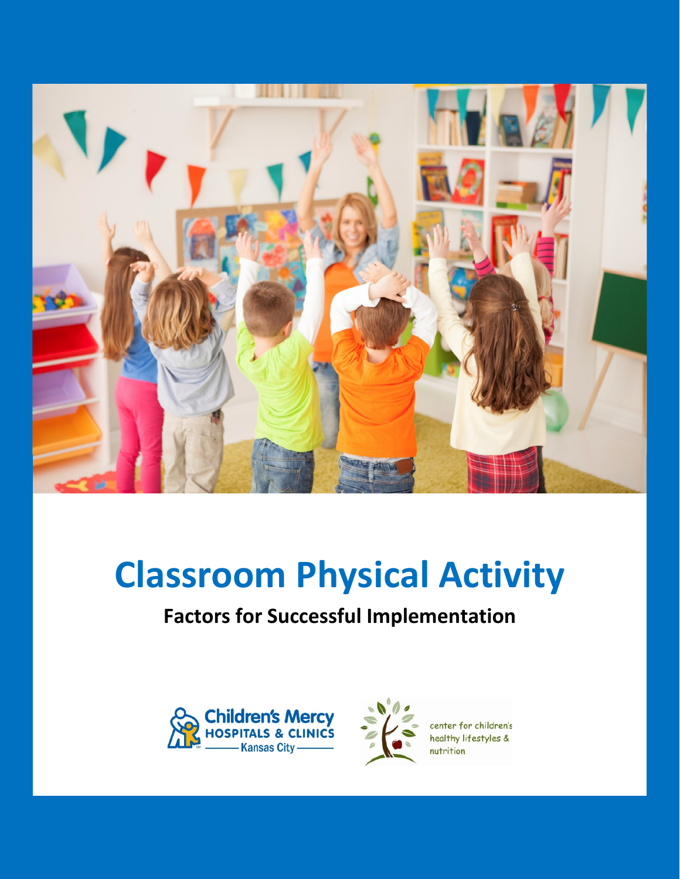# Classroom Physical Activity

**Factors for Successful Implementation**

Children's Mercy HOSPITALS & CLINICS Kansas City

center for children's healthy lifestyles & nutrition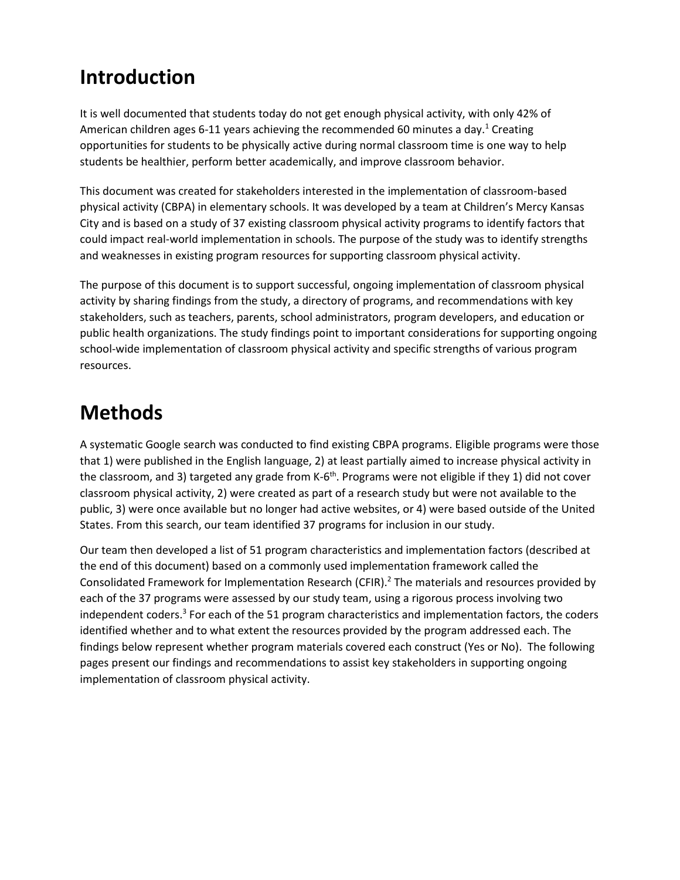# Introduction

It is well documented that students today do not get enough physical activity, with only 42% of American children ages 6-11 years achieving the recommended 60 minutes a day.[1] Creating opportunities for students to be physically active during normal classroom time is one way to help students be healthier, perform better academically, and improve classroom behavior.

This document was created for stakeholders interested in the implementation of classroom-based physical activity (CBPA) in elementary schools. It was developed by a team at Children's Mercy Kansas City and is based on a study of 37 existing classroom physical activity programs to identify factors that could impact real-world implementation in schools. The purpose of the study was to identify strengths and weaknesses in existing program resources for supporting classroom physical activity.

The purpose of this document is to support successful, ongoing implementation of classroom physical activity by sharing findings from the study, a directory of programs, and recommendations with key stakeholders, such as teachers, parents, school administrators, program developers, and education or public health organizations. The study findings point to important considerations for supporting ongoing school-wide implementation of classroom physical activity and specific strengths of various program resources.

# Methods

A systematic Google search was conducted to find existing CBPA programs. Eligible programs were those that 1) were published in the English language, 2) at least partially aimed to increase physical activity in the classroom, and 3) targeted any grade from K-6th. Programs were not eligible if they 1) did not cover classroom physical activity, 2) were created as part of a research study but were not available to the public, 3) were once available but no longer had active websites, or 4) were based outside of the United States. From this search, our team identified 37 programs for inclusion in our study.

Our team then developed a list of 51 program characteristics and implementation factors (described at the end of this document) based on a commonly used implementation framework called the Consolidated Framework for Implementation Research (CFIR).[2] The materials and resources provided by each of the 37 programs were assessed by our study team, using a rigorous process involving two independent coders.[3] For each of the 51 program characteristics and implementation factors, the coders identified whether and to what extent the resources provided by the program addressed each. The findings below represent whether program materials covered each construct (Yes or No). The following pages present our findings and recommendations to assist key stakeholders in supporting ongoing implementation of classroom physical activity.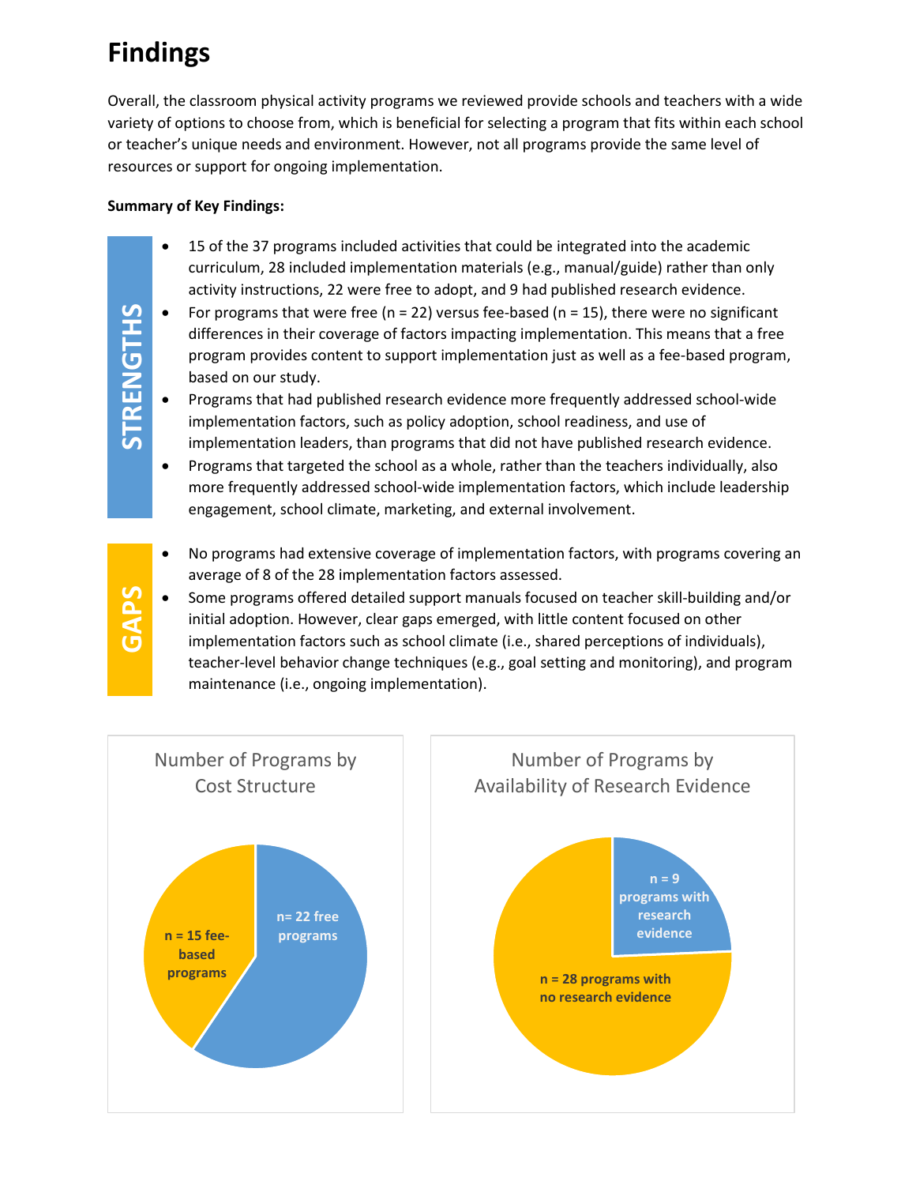# Findings

Overall, the classroom physical activity programs we reviewed provide schools and teachers with a wide variety of options to choose from, which is beneficial for selecting a program that fits within each school or teacher's unique needs and environment. However, not all programs provide the same level of resources or support for ongoing implementation.

**Summary of Key Findings:**

**STRENGTHS**

- 15 of the 37 programs included activities that could be integrated into the academic curriculum, 28 included implementation materials (e.g., manual/guide) rather than only activity instructions, 22 were free to adopt, and 9 had published research evidence.
- For programs that were free (n = 22) versus fee-based (n = 15), there were no significant differences in their coverage of factors impacting implementation. This means that a free program provides content to support implementation just as well as a fee-based program, based on our study.
- Programs that had published research evidence more frequently addressed school-wide implementation factors, such as policy adoption, school readiness, and use of implementation leaders, than programs that did not have published research evidence.
- Programs that targeted the school as a whole, rather than the teachers individually, also more frequently addressed school-wide implementation factors, which include leadership engagement, school climate, marketing, and external involvement.

**GAPS**

- No programs had extensive coverage of implementation factors, with programs covering an average of 8 of the 28 implementation factors assessed.
- Some programs offered detailed support manuals focused on teacher skill-building and/or initial adoption. However, clear gaps emerged, with little content focused on other implementation factors such as school climate (i.e., shared perceptions of individuals), teacher-level behavior change techniques (e.g., goal setting and monitoring), and program maintenance (i.e., ongoing implementation).

**Number of Programs by Cost Structure**

- n= 22 free programs
- n = 15 fee-based programs

**Number of Programs by Availability of Research Evidence**

- n = 9 programs with research evidence
- n = 28 programs with no research evidence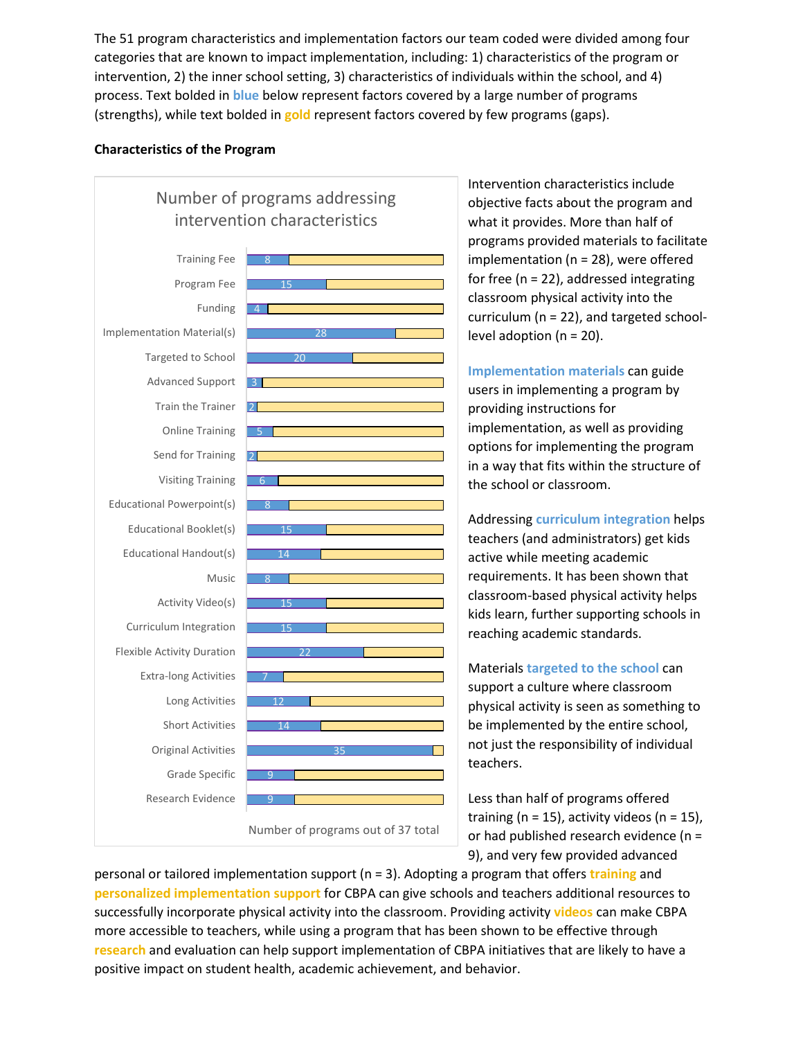The 51 program characteristics and implementation factors our team coded were divided among four categories that are known to impact implementation, including: 1) characteristics of the program or intervention, 2) the inner school setting, 3) characteristics of individuals within the school, and 4) process. Text bolded in **blue** below represent factors covered by a large number of programs (strengths), while text bolded in **gold** represent factors covered by few programs (gaps).

**Characteristics of the Program**

Number of programs addressing intervention characteristics

| Characteristic | Number of programs |
|---|---|
| Training Fee | 8 |
| Program Fee | 15 |
| Funding | 4 |
| Implementation Material(s) | 28 |
| Targeted to School | 20 |
| Advanced Support | 3 |
| Train the Trainer | 2 |
| Online Training | 5 |
| Send for Training | 2 |
| Visiting Training | 6 |
| Educational Powerpoint(s) | 8 |
| Educational Booklet(s) | 15 |
| Educational Handout(s) | 14 |
| Music | 8 |
| Activity Video(s) | 15 |
| Curriculum Integration | 15 |
| Flexible Activity Duration | 22 |
| Extra-long Activities | 7 |
| Long Activities | 12 |
| Short Activities | 14 |
| Original Activities | 35 |
| Grade Specific | 9 |
| Research Evidence | 9 |

Number of programs out of 37 total

Intervention characteristics include objective facts about the program and what it provides. More than half of programs provided materials to facilitate implementation (n = 28), were offered for free (n = 22), addressed integrating classroom physical activity into the curriculum (n = 22), and targeted school-level adoption (n = 20).

**Implementation materials** can guide users in implementing a program by providing instructions for implementation, as well as providing options for implementing the program in a way that fits within the structure of the school or classroom.

Addressing **curriculum integration** helps teachers (and administrators) get kids active while meeting academic requirements. It has been shown that classroom-based physical activity helps kids learn, further supporting schools in reaching academic standards.

Materials **targeted to the school** can support a culture where classroom physical activity is seen as something to be implemented by the entire school, not just the responsibility of individual teachers.

Less than half of programs offered training (n = 15), activity videos (n = 15), or had published research evidence (n = 9), and very few provided advanced personal or tailored implementation support (n = 3). Adopting a program that offers **training** and **personalized implementation support** for CBPA can give schools and teachers additional resources to successfully incorporate physical activity into the classroom. Providing activity **videos** can make CBPA more accessible to teachers, while using a program that has been shown to be effective through **research** and evaluation can help support implementation of CBPA initiatives that are likely to have a positive impact on student health, academic achievement, and behavior.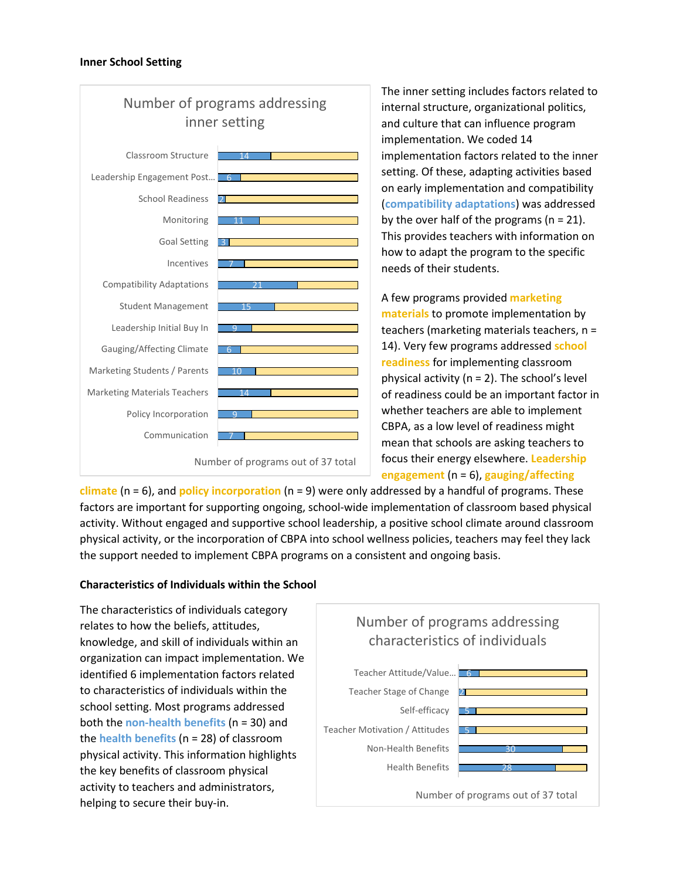**Inner School Setting**

| Number of programs addressing inner setting | Number of programs out of 37 total |
|---|---|
| Classroom Structure | 14 |
| Leadership Engagement Post... | 6 |
| School Readiness | 2 |
| Monitoring | 11 |
| Goal Setting | 3 |
| Incentives | 7 |
| Compatibility Adaptations | 21 |
| Student Management | 15 |
| Leadership Initial Buy In | 9 |
| Gauging/Affecting Climate | 6 |
| Marketing Students / Parents | 10 |
| Marketing Materials Teachers | 14 |
| Policy Incorporation | 9 |
| Communication | 7 |

The inner setting includes factors related to internal structure, organizational politics, and culture that can influence program implementation. We coded 14 implementation factors related to the inner setting. Of these, adapting activities based on early implementation and compatibility (**compatibility adaptations**) was addressed by the over half of the programs (n = 21). This provides teachers with information on how to adapt the program to the specific needs of their students.

A few programs provided **marketing materials** to promote implementation by teachers (marketing materials teachers, n = 14). Very few programs addressed **school readiness** for implementing classroom physical activity (n = 2). The school's level of readiness could be an important factor in whether teachers are able to implement CBPA, as a low level of readiness might mean that schools are asking teachers to focus their energy elsewhere. **Leadership engagement** (n = 6), **gauging/affecting climate** (n = 6), and **policy incorporation** (n = 9) were only addressed by a handful of programs. These factors are important for supporting ongoing, school-wide implementation of classroom based physical activity. Without engaged and supportive school leadership, a positive school climate around classroom physical activity, or the incorporation of CBPA into school wellness policies, teachers may feel they lack the support needed to implement CBPA programs on a consistent and ongoing basis.

**Characteristics of Individuals within the School**

The characteristics of individuals category relates to how the beliefs, attitudes, knowledge, and skill of individuals within an organization can impact implementation. We identified 6 implementation factors related to characteristics of individuals within the school setting. Most programs addressed both the **non-health benefits** (n = 30) and the **health benefits** (n = 28) of classroom physical activity. This information highlights the key benefits of classroom physical activity to teachers and administrators, helping to secure their buy-in.

| Number of programs addressing characteristics of individuals | Number of programs out of 37 total |
|---|---|
| Teacher Attitude/Value... | 6 |
| Teacher Stage of Change | 2 |
| Self-efficacy | 5 |
| Teacher Motivation / Attitudes | 5 |
| Non-Health Benefits | 30 |
| Health Benefits | 28 |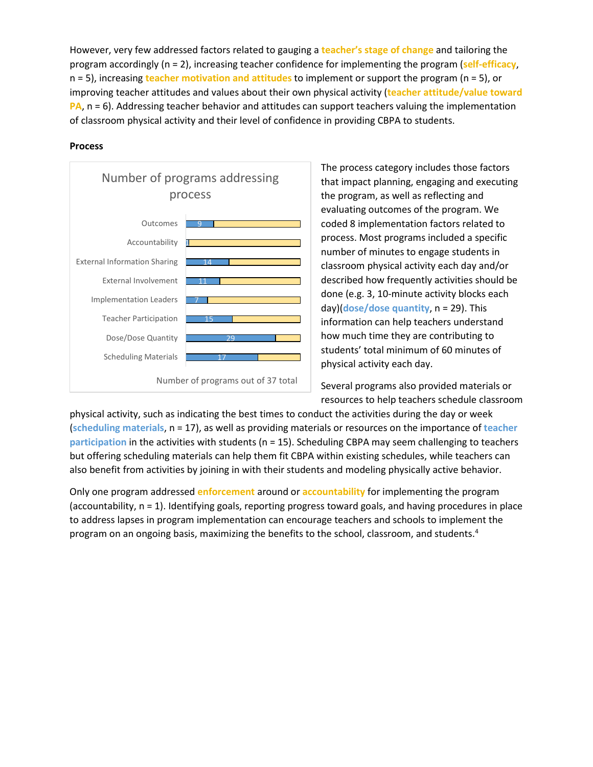However, very few addressed factors related to gauging a **teacher's stage of change** and tailoring the program accordingly (n = 2), increasing teacher confidence for implementing the program (**self-efficacy**, n = 5), increasing **teacher motivation and attitudes** to implement or support the program (n = 5), or improving teacher attitudes and values about their own physical activity (**teacher attitude/value toward PA**, n = 6). Addressing teacher behavior and attitudes can support teachers valuing the implementation of classroom physical activity and their level of confidence in providing CBPA to students.

**Process**

Number of programs addressing process

| Factor | Number of programs out of 37 total |
| --- | --- |
| Outcomes | 9 |
| Accountability | 1 |
| External Information Sharing | 14 |
| External Involvement | 11 |
| Implementation Leaders | 7 |
| Teacher Participation | 15 |
| Dose/Dose Quantity | 29 |
| Scheduling Materials | 17 |

The process category includes those factors that impact planning, engaging and executing the program, as well as reflecting and evaluating outcomes of the program. We coded 8 implementation factors related to process. Most programs included a specific number of minutes to engage students in classroom physical activity each day and/or described how frequently activities should be done (e.g. 3, 10-minute activity blocks each day)(**dose/dose quantity**, n = 29). This information can help teachers understand how much time they are contributing to students' total minimum of 60 minutes of physical activity each day.

Several programs also provided materials or resources to help teachers schedule classroom physical activity, such as indicating the best times to conduct the activities during the day or week (**scheduling materials**, n = 17), as well as providing materials or resources on the importance of **teacher participation** in the activities with students (n = 15). Scheduling CBPA may seem challenging to teachers but offering scheduling materials can help them fit CBPA within existing schedules, while teachers can also benefit from activities by joining in with their students and modeling physically active behavior.

Only one program addressed **enforcement** around or **accountability** for implementing the program (accountability, n = 1). Identifying goals, reporting progress toward goals, and having procedures in place to address lapses in program implementation can encourage teachers and schools to implement the program on an ongoing basis, maximizing the benefits to the school, classroom, and students.[4]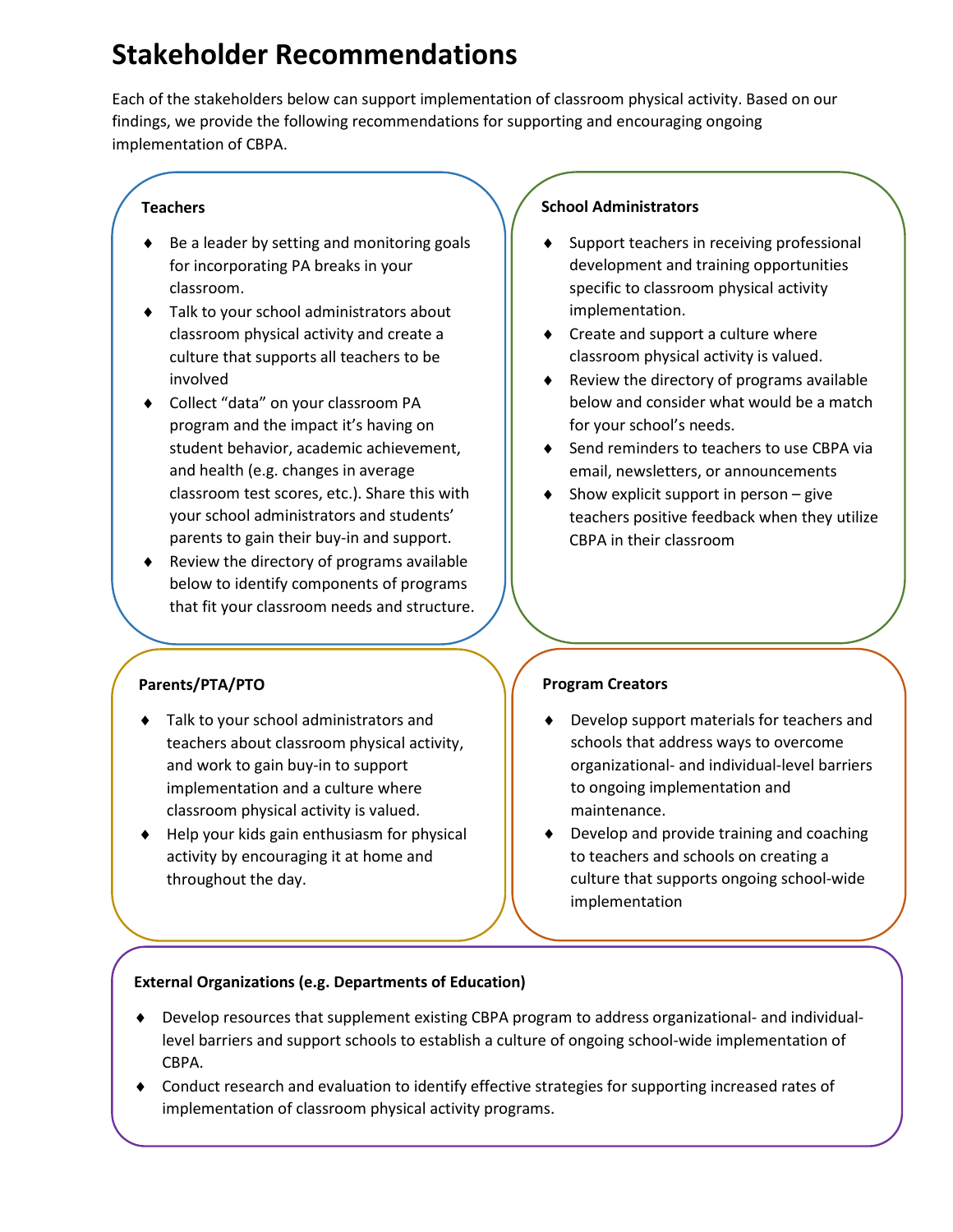# Stakeholder Recommendations

Each of the stakeholders below can support implementation of classroom physical activity. Based on our findings, we provide the following recommendations for supporting and encouraging ongoing implementation of CBPA.

**Teachers**

- Be a leader by setting and monitoring goals for incorporating PA breaks in your classroom.
- Talk to your school administrators about classroom physical activity and create a culture that supports all teachers to be involved
- Collect "data" on your classroom PA program and the impact it's having on student behavior, academic achievement, and health (e.g. changes in average classroom test scores, etc.). Share this with your school administrators and students' parents to gain their buy-in and support.
- Review the directory of programs available below to identify components of programs that fit your classroom needs and structure.

**School Administrators**

- Support teachers in receiving professional development and training opportunities specific to classroom physical activity implementation.
- Create and support a culture where classroom physical activity is valued.
- Review the directory of programs available below and consider what would be a match for your school's needs.
- Send reminders to teachers to use CBPA via email, newsletters, or announcements
- Show explicit support in person – give teachers positive feedback when they utilize CBPA in their classroom

**Parents/PTA/PTO**

- Talk to your school administrators and teachers about classroom physical activity, and work to gain buy-in to support implementation and a culture where classroom physical activity is valued.
- Help your kids gain enthusiasm for physical activity by encouraging it at home and throughout the day.

**Program Creators**

- Develop support materials for teachers and schools that address ways to overcome organizational- and individual-level barriers to ongoing implementation and maintenance.
- Develop and provide training and coaching to teachers and schools on creating a culture that supports ongoing school-wide implementation

**External Organizations (e.g. Departments of Education)**

- Develop resources that supplement existing CBPA program to address organizational- and individual-level barriers and support schools to establish a culture of ongoing school-wide implementation of CBPA.
- Conduct research and evaluation to identify effective strategies for supporting increased rates of implementation of classroom physical activity programs.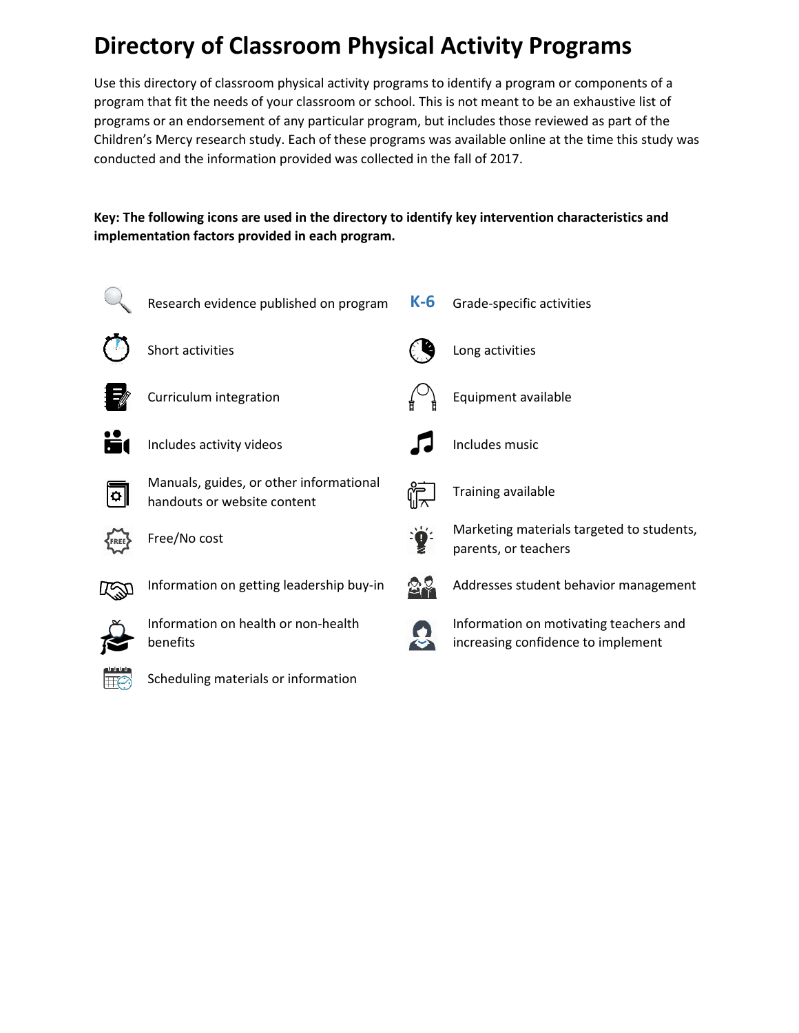# Directory of Classroom Physical Activity Programs

Use this directory of classroom physical activity programs to identify a program or components of a program that fit the needs of your classroom or school. This is not meant to be an exhaustive list of programs or an endorsement of any particular program, but includes those reviewed as part of the Children's Mercy research study. Each of these programs was available online at the time this study was conducted and the information provided was collected in the fall of 2017.

**Key: The following icons are used in the directory to identify key intervention characteristics and implementation factors provided in each program.**

- Research evidence published on program
- Short activities
- Curriculum integration
- Includes activity videos
- Manuals, guides, or other informational handouts or website content
- Free/No cost
- Information on getting leadership buy-in
- Information on health or non-health benefits
- Scheduling materials or information
- K-6 Grade-specific activities
- Long activities
- Equipment available
- Includes music
- Training available
- Marketing materials targeted to students, parents, or teachers
- Addresses student behavior management
- Information on motivating teachers and increasing confidence to implement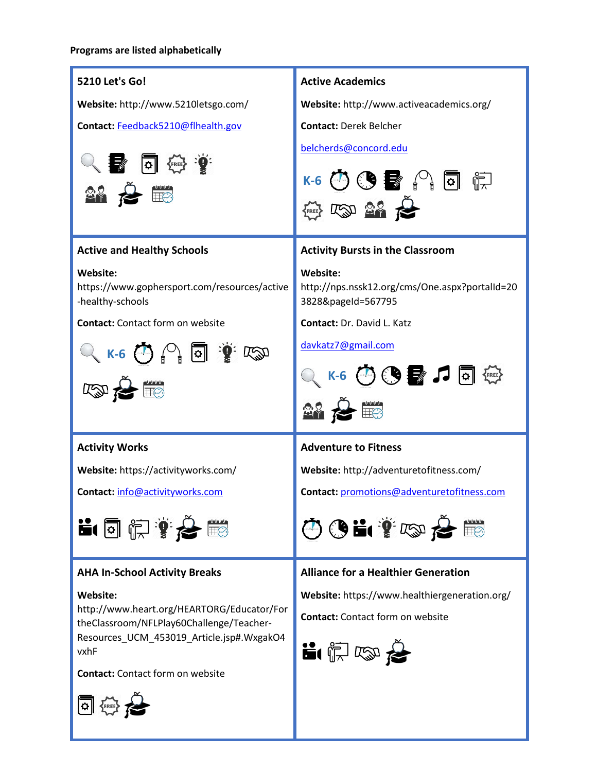**Programs are listed alphabetically**

### 5210 Let's Go!

**Website:** http://www.5210letsgo.com/

**Contact:** Feedback5210@flhealth.gov

FREE

### Active Academics

**Website:** http://www.activeacademics.org/

**Contact:** Derek Belcher

belcherds@concord.edu

K-6

FREE

### Active and Healthy Schools

**Website:** https://www.gophersport.com/resources/active-healthy-schools

**Contact:** Contact form on website

K-6

### Activity Bursts in the Classroom

**Website:** http://nps.nssk12.org/cms/One.aspx?portalId=203828&pageId=567795

**Contact:** Dr. David L. Katz

davkatz7@gmail.com

K-6

FREE

### Activity Works

**Website:** https://activityworks.com/

**Contact:** info@activityworks.com

### Adventure to Fitness

**Website:** http://adventuretofitness.com/

**Contact:** promotions@adventuretofitness.com

### AHA In-School Activity Breaks

**Website:** http://www.heart.org/HEARTORG/Educator/FortheClassroom/NFLPlay60Challenge/Teacher-Resources_UCM_453019_Article.jsp#.WxgakO4vxhF

**Contact:** Contact form on website

FREE

### Alliance for a Healthier Generation

**Website:** https://www.healthiergeneration.org/

**Contact:** Contact form on website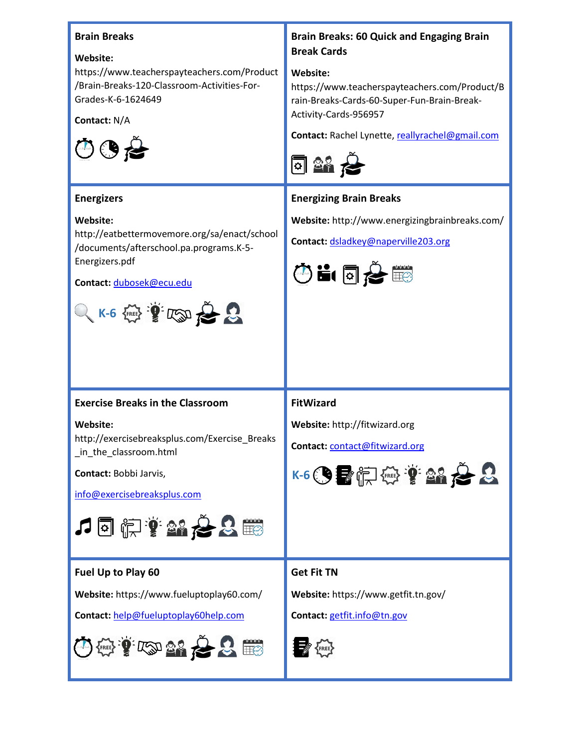### Brain Breaks

**Website:** https://www.teacherspayteachers.com/Product/Brain-Breaks-120-Classroom-Activities-For-Grades-K-6-1624649

**Contact:** N/A

### Brain Breaks: 60 Quick and Engaging Brain Break Cards

**Website:** https://www.teacherspayteachers.com/Product/Brain-Breaks-Cards-60-Super-Fun-Brain-Break-Activity-Cards-956957

**Contact:** Rachel Lynette, reallyrachel@gmail.com

### Energizers

**Website:** http://eatbettermovemore.org/sa/enact/school/documents/afterschool.pa.programs.K-5-Energizers.pdf

**Contact:** dubosek@ecu.edu

K-6

### Energizing Brain Breaks

**Website:** http://www.energizingbrainbreaks.com/

**Contact:** dsladkey@naperville203.org

### Exercise Breaks in the Classroom

**Website:** http://exercisebreaksplus.com/Exercise_Breaks_in_the_classroom.html

**Contact:** Bobbi Jarvis,

info@exercisebreaksplus.com

### FitWizard

**Website:** http://fitwizard.org

**Contact:** contact@fitwizard.org

K-6

### Fuel Up to Play 60

**Website:** https://www.fueluptoplay60.com/

**Contact:** help@fueluptoplay60help.com

### Get Fit TN

**Website:** https://www.getfit.tn.gov/

**Contact:** getfit.info@tn.gov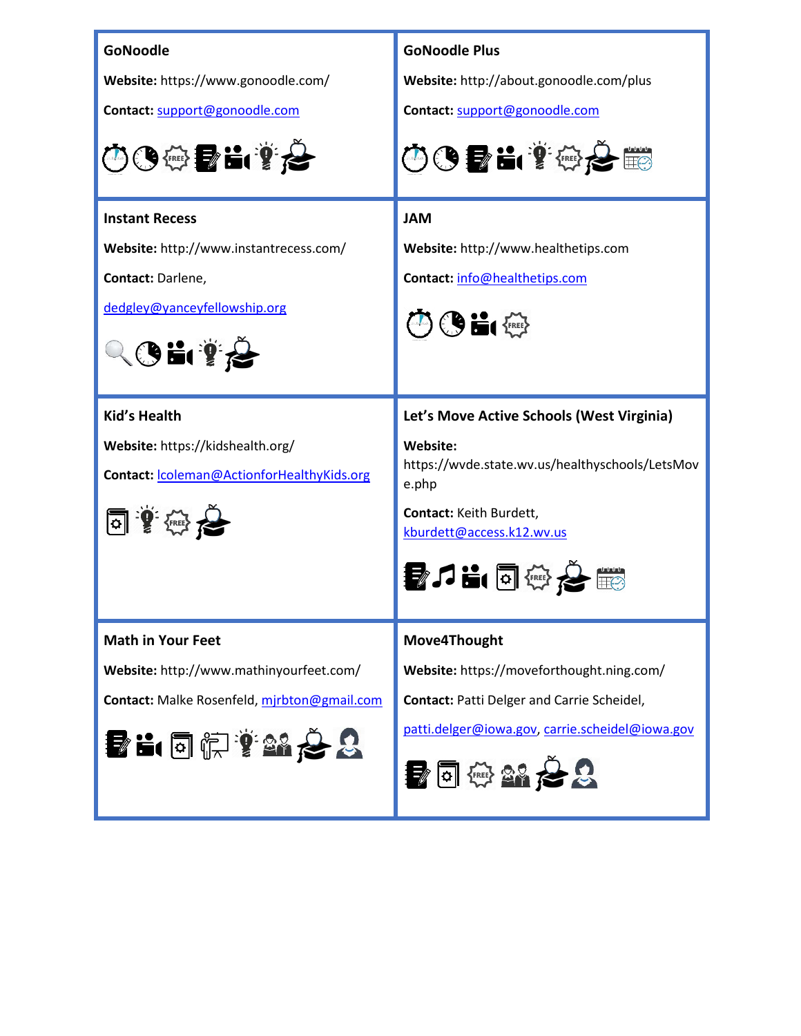| | |
|---|---|
| **GoNoodle**<br><br>**Website:** https://www.gonoodle.com/<br><br>**Contact:** support@gonoodle.com | **GoNoodle Plus**<br><br>**Website:** http://about.gonoodle.com/plus<br><br>**Contact:** support@gonoodle.com |
| **Instant Recess**<br><br>**Website:** http://www.instantrecess.com/<br><br>**Contact:** Darlene,<br><br>dedgley@yanceyfellowship.org | **JAM**<br><br>**Website:** http://www.healthetips.com<br><br>**Contact:** info@healthetips.com |
| **Kid's Health**<br><br>**Website:** https://kidshealth.org/<br><br>**Contact:** lcoleman@ActionforHealthyKids.org | **Let's Move Active Schools (West Virginia)**<br><br>**Website:** https://wvde.state.wv.us/healthyschools/LetsMove.php<br><br>**Contact:** Keith Burdett, kburdett@access.k12.wv.us |
| **Math in Your Feet**<br><br>**Website:** http://www.mathinyourfeet.com/<br><br>**Contact:** Malke Rosenfeld, mjrbton@gmail.com | **Move4Thought**<br><br>**Website:** https://moveforthought.ning.com/<br><br>**Contact:** Patti Delger and Carrie Scheidel,<br><br>patti.delger@iowa.gov, carrie.scheidel@iowa.gov |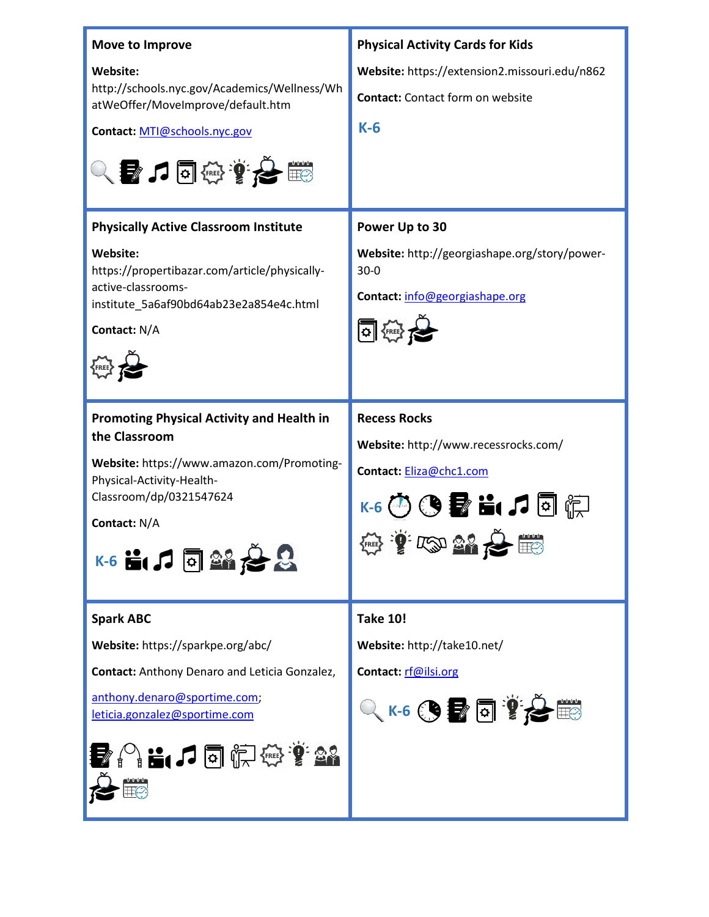### Move to Improve

**Website:** http://schools.nyc.gov/Academics/Wellness/WhatWeOffer/MoveImprove/default.htm

**Contact:** MTI@schools.nyc.gov

### Physical Activity Cards for Kids

**Website:** https://extension2.missouri.edu/n862

**Contact:** Contact form on website

K-6

### Physically Active Classroom Institute

**Website:** https://propertibazar.com/article/physically-active-classrooms-institute_5a6af90bd64ab23e2a854e4c.html

**Contact:** N/A

### Power Up to 30

**Website:** http://georgiashape.org/story/power-30-0

**Contact:** info@georgiashape.org

### Promoting Physical Activity and Health in the Classroom

**Website:** https://www.amazon.com/Promoting-Physical-Activity-Health-Classroom/dp/0321547624

**Contact:** N/A

K-6

### Recess Rocks

**Website:** http://www.recessrocks.com/

**Contact:** Eliza@chc1.com

K-6

### Spark ABC

**Website:** https://sparkpe.org/abc/

**Contact:** Anthony Denaro and Leticia Gonzalez, anthony.denaro@sportime.com; leticia.gonzalez@sportime.com

### Take 10!

**Website:** http://take10.net/

**Contact:** rf@ilsi.org

K-6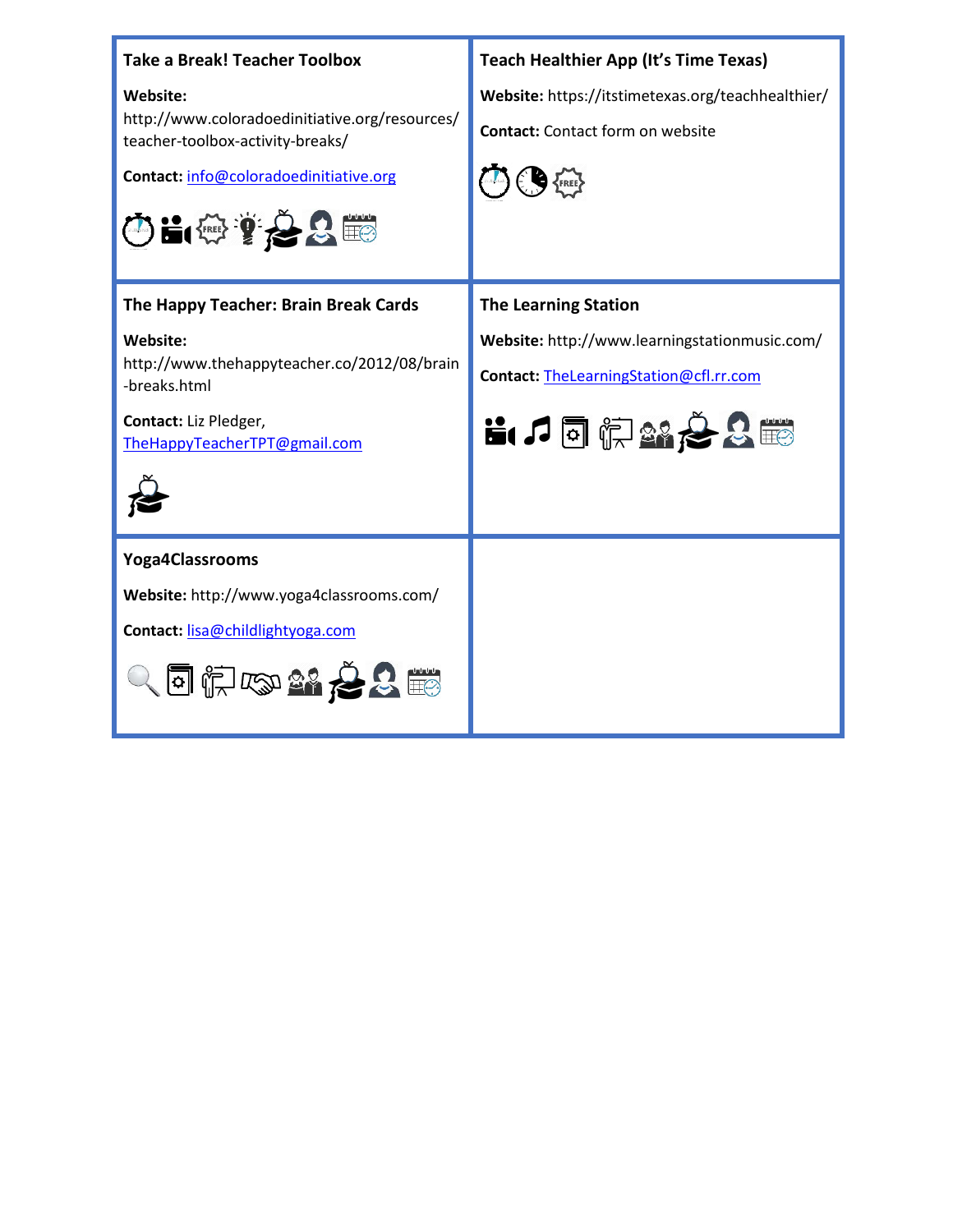### Take a Break! Teacher Toolbox

**Website:** http://www.coloradoedinitiative.org/resources/teacher-toolbox-activity-breaks/

**Contact:** info@coloradoedinitiative.org

### Teach Healthier App (It's Time Texas)

**Website:** https://itstimetexas.org/teachhealthier/

**Contact:** Contact form on website

### The Happy Teacher: Brain Break Cards

**Website:** http://www.thehappyteacher.co/2012/08/brain-breaks.html

**Contact:** Liz Pledger, TheHappyTeacherTPT@gmail.com

### The Learning Station

**Website:** http://www.learningstationmusic.com/

**Contact:** TheLearningStation@cfl.rr.com

### Yoga4Classrooms

**Website:** http://www.yoga4classrooms.com/

**Contact:** lisa@childlightyoga.com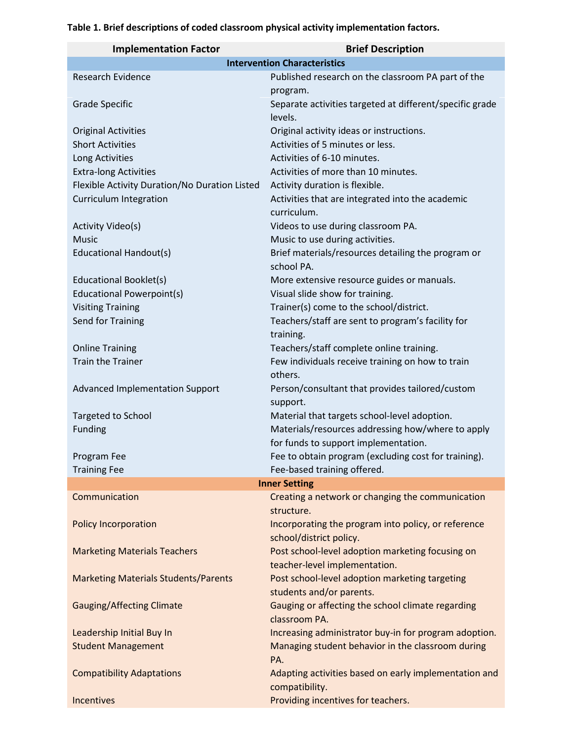**Table 1. Brief descriptions of coded classroom physical activity implementation factors.**

| Implementation Factor | Brief Description |
|---|---|
| **Intervention Characteristics** | |
| Research Evidence | Published research on the classroom PA part of the program. |
| Grade Specific | Separate activities targeted at different/specific grade levels. |
| Original Activities | Original activity ideas or instructions. |
| Short Activities | Activities of 5 minutes or less. |
| Long Activities | Activities of 6-10 minutes. |
| Extra-long Activities | Activities of more than 10 minutes. |
| Flexible Activity Duration/No Duration Listed | Activity duration is flexible. |
| Curriculum Integration | Activities that are integrated into the academic curriculum. |
| Activity Video(s) | Videos to use during classroom PA. |
| Music | Music to use during activities. |
| Educational Handout(s) | Brief materials/resources detailing the program or school PA. |
| Educational Booklet(s) | More extensive resource guides or manuals. |
| Educational Powerpoint(s) | Visual slide show for training. |
| Visiting Training | Trainer(s) come to the school/district. |
| Send for Training | Teachers/staff are sent to program's facility for training. |
| Online Training | Teachers/staff complete online training. |
| Train the Trainer | Few individuals receive training on how to train others. |
| Advanced Implementation Support | Person/consultant that provides tailored/custom support. |
| Targeted to School | Material that targets school-level adoption. |
| Funding | Materials/resources addressing how/where to apply for funds to support implementation. |
| Program Fee | Fee to obtain program (excluding cost for training). |
| Training Fee | Fee-based training offered. |
| **Inner Setting** | |
| Communication | Creating a network or changing the communication structure. |
| Policy Incorporation | Incorporating the program into policy, or reference school/district policy. |
| Marketing Materials Teachers | Post school-level adoption marketing focusing on teacher-level implementation. |
| Marketing Materials Students/Parents | Post school-level adoption marketing targeting students and/or parents. |
| Gauging/Affecting Climate | Gauging or affecting the school climate regarding classroom PA. |
| Leadership Initial Buy In | Increasing administrator buy-in for program adoption. |
| Student Management | Managing student behavior in the classroom during PA. |
| Compatibility Adaptations | Adapting activities based on early implementation and compatibility. |
| Incentives | Providing incentives for teachers. |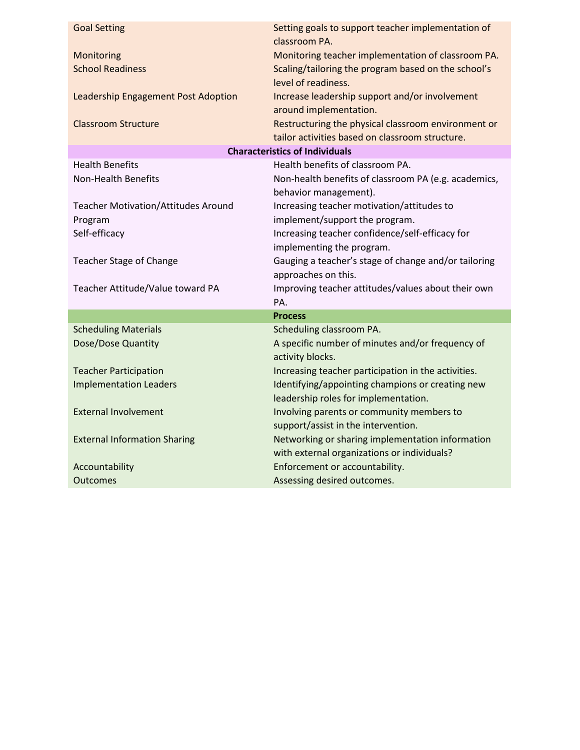| | |
|---|---|
| Goal Setting | Setting goals to support teacher implementation of classroom PA. |
| Monitoring | Monitoring teacher implementation of classroom PA. |
| School Readiness | Scaling/tailoring the program based on the school's level of readiness. |
| Leadership Engagement Post Adoption | Increase leadership support and/or involvement around implementation. |
| Classroom Structure | Restructuring the physical classroom environment or tailor activities based on classroom structure. |
| **Characteristics of Individuals** | |
| Health Benefits | Health benefits of classroom PA. |
| Non-Health Benefits | Non-health benefits of classroom PA (e.g. academics, behavior management). |
| Teacher Motivation/Attitudes Around Program | Increasing teacher motivation/attitudes to implement/support the program. |
| Self-efficacy | Increasing teacher confidence/self-efficacy for implementing the program. |
| Teacher Stage of Change | Gauging a teacher's stage of change and/or tailoring approaches on this. |
| Teacher Attitude/Value toward PA | Improving teacher attitudes/values about their own PA. |
| **Process** | |
| Scheduling Materials | Scheduling classroom PA. |
| Dose/Dose Quantity | A specific number of minutes and/or frequency of activity blocks. |
| Teacher Participation | Increasing teacher participation in the activities. |
| Implementation Leaders | Identifying/appointing champions or creating new leadership roles for implementation. |
| External Involvement | Involving parents or community members to support/assist in the intervention. |
| External Information Sharing | Networking or sharing implementation information with external organizations or individuals? |
| Accountability | Enforcement or accountability. |
| Outcomes | Assessing desired outcomes. |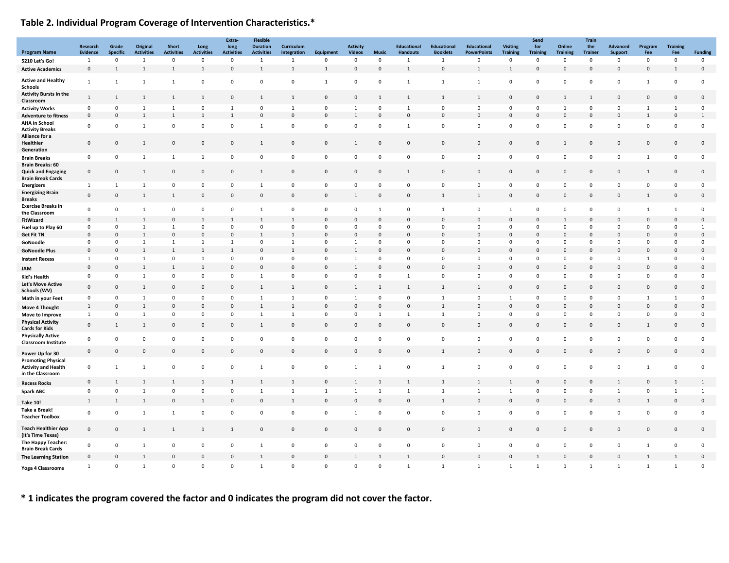## Table 2. Individual Program Coverage of Intervention Characteristics.*

| Program Name | Research Evidence | Grade Specific | Original Activities | Short Activities | Long Activities | Extra-long Activities | Flexible Duration Activities | Curriculum Integration | Equipment | Activity Videos | Music | Educational Handouts | Educational Booklets | Educational PowerPoints | Visiting Training | Send for Training | Online Training | Train the Trainer | Advanced Support | Program Fee | Training Fee | Funding |
|---|---|---|---|---|---|---|---|---|---|---|---|---|---|---|---|---|---|---|---|---|---|---|
| 5210 Let's Go! | 1 | 0 | 1 | 0 | 0 | 0 | 1 | 1 | 0 | 0 | 0 | 1 | 1 | 0 | 0 | 0 | 0 | 0 | 0 | 0 | 0 | 0 |
| Active Academics | 0 | 1 | 1 | 1 | 1 | 0 | 1 | 1 | 1 | 0 | 0 | 1 | 0 | 1 | 1 | 0 | 0 | 0 | 0 | 0 | 1 | 0 |
| Active and Healthy Schools | 1 | 1 | 1 | 1 | 0 | 0 | 0 | 0 | 1 | 0 | 0 | 1 | 1 | 1 | 0 | 0 | 0 | 0 | 0 | 1 | 0 | 0 |
| Activity Bursts in the Classroom | 1 | 1 | 1 | 1 | 1 | 0 | 1 | 1 | 0 | 0 | 1 | 1 | 1 | 1 | 0 | 0 | 1 | 1 | 0 | 0 | 0 | 0 |
| Activity Works | 0 | 0 | 1 | 1 | 0 | 1 | 0 | 1 | 0 | 1 | 0 | 1 | 0 | 0 | 0 | 0 | 1 | 0 | 0 | 1 | 1 | 0 |
| Adventure to fitness | 0 | 0 | 1 | 1 | 1 | 1 | 0 | 0 | 0 | 1 | 0 | 0 | 0 | 0 | 0 | 0 | 0 | 0 | 0 | 1 | 0 | 1 |
| AHA In School Activity Breaks | 0 | 0 | 1 | 0 | 0 | 0 | 1 | 0 | 0 | 0 | 0 | 1 | 0 | 0 | 0 | 0 | 0 | 0 | 0 | 0 | 0 | 0 |
| Alliance for a Healthier Generation | 0 | 0 | 1 | 0 | 0 | 0 | 1 | 0 | 0 | 1 | 0 | 0 | 0 | 0 | 0 | 0 | 1 | 0 | 0 | 0 | 0 | 0 |
| Brain Breaks | 0 | 0 | 1 | 1 | 1 | 0 | 0 | 0 | 0 | 0 | 0 | 0 | 0 | 0 | 0 | 0 | 0 | 0 | 0 | 1 | 0 | 0 |
| Brain Breaks: 60 Quick and Engaging Brain Break Cards | 0 | 0 | 1 | 0 | 0 | 0 | 1 | 0 | 0 | 0 | 0 | 1 | 0 | 0 | 0 | 0 | 0 | 0 | 0 | 1 | 0 | 0 |
| Energizers | 1 | 1 | 1 | 0 | 0 | 0 | 1 | 0 | 0 | 0 | 0 | 0 | 0 | 0 | 0 | 0 | 0 | 0 | 0 | 0 | 0 | 0 |
| Energizing Brain Breaks | 0 | 0 | 1 | 1 | 0 | 0 | 0 | 0 | 0 | 1 | 0 | 0 | 1 | 1 | 0 | 0 | 0 | 0 | 0 | 1 | 0 | 0 |
| Exercise Breaks in the Classroom | 0 | 0 | 1 | 0 | 0 | 0 | 1 | 0 | 0 | 0 | 1 | 0 | 1 | 0 | 1 | 0 | 0 | 0 | 0 | 1 | 1 | 0 |
| FitWizard | 0 | 1 | 1 | 0 | 1 | 1 | 1 | 1 | 0 | 0 | 0 | 0 | 0 | 0 | 0 | 0 | 1 | 0 | 0 | 0 | 0 | 0 |
| Fuel up to Play 60 | 0 | 0 | 1 | 1 | 0 | 0 | 0 | 0 | 0 | 0 | 0 | 0 | 0 | 0 | 0 | 0 | 0 | 0 | 0 | 0 | 0 | 1 |
| Get Fit TN | 0 | 0 | 1 | 0 | 0 | 0 | 1 | 1 | 0 | 0 | 0 | 0 | 0 | 0 | 0 | 0 | 0 | 0 | 0 | 0 | 0 | 0 |
| GoNoodle | 0 | 0 | 1 | 1 | 1 | 1 | 0 | 1 | 0 | 1 | 0 | 0 | 0 | 0 | 0 | 0 | 0 | 0 | 0 | 0 | 0 | 0 |
| GoNoodle Plus | 0 | 0 | 1 | 1 | 1 | 1 | 0 | 1 | 0 | 1 | 0 | 0 | 0 | 0 | 0 | 0 | 0 | 0 | 0 | 0 | 0 | 0 |
| Instant Recess | 1 | 0 | 1 | 0 | 1 | 0 | 0 | 0 | 0 | 1 | 0 | 0 | 0 | 0 | 0 | 0 | 0 | 0 | 0 | 1 | 0 | 0 |
| JAM | 0 | 0 | 1 | 1 | 1 | 0 | 0 | 0 | 0 | 1 | 0 | 0 | 0 | 0 | 0 | 0 | 0 | 0 | 0 | 0 | 0 | 0 |
| Kid's Health | 0 | 0 | 1 | 0 | 0 | 0 | 1 | 0 | 0 | 0 | 0 | 1 | 0 | 0 | 0 | 0 | 0 | 0 | 0 | 0 | 0 | 0 |
| Let's Move Active Schools (WV) | 0 | 0 | 1 | 0 | 0 | 0 | 1 | 1 | 0 | 1 | 1 | 1 | 1 | 1 | 0 | 0 | 0 | 0 | 0 | 0 | 0 | 0 |
| Math in your Feet | 0 | 0 | 1 | 0 | 0 | 0 | 1 | 1 | 0 | 1 | 0 | 0 | 1 | 0 | 1 | 0 | 0 | 0 | 0 | 1 | 1 | 0 |
| Move 4 Thought | 1 | 0 | 1 | 0 | 0 | 0 | 1 | 1 | 0 | 0 | 0 | 0 | 1 | 0 | 0 | 0 | 0 | 0 | 0 | 0 | 0 | 0 |
| Move to Improve | 1 | 0 | 1 | 0 | 0 | 0 | 1 | 1 | 0 | 0 | 1 | 1 | 1 | 0 | 0 | 0 | 0 | 0 | 0 | 0 | 0 | 0 |
| Physical Activity Cards for Kids | 0 | 1 | 1 | 0 | 0 | 0 | 1 | 0 | 0 | 0 | 0 | 0 | 0 | 0 | 0 | 0 | 0 | 0 | 0 | 1 | 0 | 0 |
| Physically Active Classroom Institute | 0 | 0 | 0 | 0 | 0 | 0 | 0 | 0 | 0 | 0 | 0 | 0 | 0 | 0 | 0 | 0 | 0 | 0 | 0 | 0 | 0 | 0 |
| Power Up for 30 | 0 | 0 | 0 | 0 | 0 | 0 | 0 | 0 | 0 | 0 | 0 | 0 | 1 | 0 | 0 | 0 | 0 | 0 | 0 | 0 | 0 | 0 |
| Promoting Physical Activity and Health in the Classroom | 0 | 1 | 1 | 0 | 0 | 0 | 1 | 0 | 0 | 1 | 1 | 0 | 1 | 0 | 0 | 0 | 0 | 0 | 0 | 1 | 0 | 0 |
| Recess Rocks | 0 | 1 | 1 | 1 | 1 | 1 | 1 | 1 | 0 | 1 | 1 | 1 | 1 | 1 | 1 | 0 | 0 | 0 | 1 | 0 | 1 | 1 |
| Spark ABC | 0 | 0 | 1 | 0 | 0 | 0 | 1 | 1 | 1 | 1 | 1 | 1 | 1 | 1 | 1 | 0 | 0 | 0 | 1 | 0 | 1 | 1 |
| Take 10! | 1 | 1 | 1 | 0 | 1 | 0 | 0 | 1 | 0 | 0 | 0 | 0 | 1 | 0 | 0 | 0 | 0 | 0 | 0 | 1 | 0 | 0 |
| Take a Break! Teacher Toolbox | 0 | 0 | 1 | 1 | 0 | 0 | 0 | 0 | 0 | 1 | 0 | 0 | 0 | 0 | 0 | 0 | 0 | 0 | 0 | 0 | 0 | 0 |
| Teach Healthier App (It's Time Texas) | 0 | 0 | 1 | 1 | 1 | 1 | 0 | 0 | 0 | 0 | 0 | 0 | 0 | 0 | 0 | 0 | 0 | 0 | 0 | 0 | 0 | 0 |
| The Happy Teacher: Brain Break Cards | 0 | 0 | 1 | 0 | 0 | 0 | 1 | 0 | 0 | 0 | 0 | 0 | 0 | 0 | 0 | 0 | 0 | 0 | 0 | 1 | 0 | 0 |
| The Learning Station | 0 | 0 | 1 | 0 | 0 | 0 | 1 | 0 | 0 | 1 | 1 | 1 | 0 | 0 | 0 | 1 | 0 | 0 | 0 | 1 | 1 | 0 |
| Yoga 4 Classrooms | 1 | 0 | 1 | 0 | 0 | 0 | 1 | 0 | 0 | 0 | 0 | 1 | 1 | 1 | 1 | 1 | 1 | 1 | 1 | 1 | 1 | 0 |

**\* 1 indicates the program covered the factor and 0 indicates the program did not cover the factor.**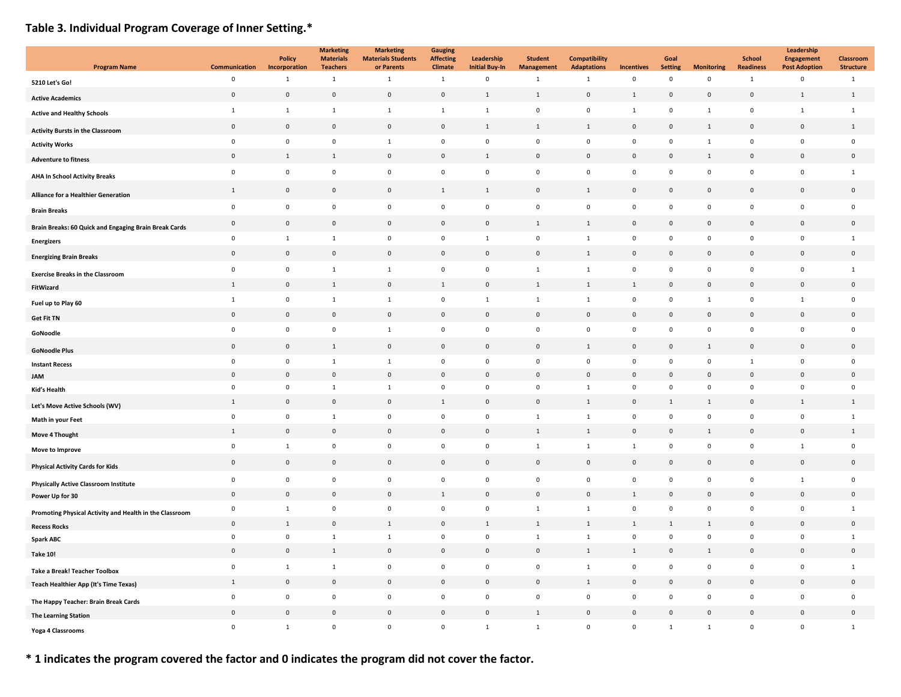**Table 3. Individual Program Coverage of Inner Setting.***

| Program Name | Communication | Policy Incorporation | Marketing Materials Teachers | Marketing Materials Students or Parents | Gauging Affecting Climate | Leadership Initial Buy-In | Student Management | Compatibility Adaptations | Incentives | Goal Setting | Monitoring | School Readiness | Leadership Engagement Post Adoption | Classroom Structure |
|---|---|---|---|---|---|---|---|---|---|---|---|---|---|---|
| 5210 Let's Go! | 0 | 1 | 1 | 1 | 1 | 0 | 1 | 1 | 0 | 0 | 0 | 1 | 0 | 1 |
| Active Academics | 0 | 0 | 0 | 0 | 0 | 1 | 1 | 0 | 1 | 0 | 0 | 0 | 1 | 1 |
| Active and Healthy Schools | 1 | 1 | 1 | 1 | 1 | 1 | 0 | 0 | 1 | 0 | 1 | 0 | 1 | 1 |
| Activity Bursts in the Classroom | 0 | 0 | 0 | 0 | 0 | 1 | 1 | 1 | 0 | 0 | 1 | 0 | 0 | 1 |
| Activity Works | 0 | 0 | 0 | 1 | 0 | 0 | 0 | 0 | 0 | 0 | 1 | 0 | 0 | 0 |
| Adventure to fitness | 0 | 1 | 1 | 0 | 0 | 1 | 0 | 0 | 0 | 0 | 1 | 0 | 0 | 0 |
| AHA In School Activity Breaks | 0 | 0 | 0 | 0 | 0 | 0 | 0 | 0 | 0 | 0 | 0 | 0 | 0 | 1 |
| Alliance for a Healthier Generation | 1 | 0 | 0 | 0 | 1 | 1 | 0 | 1 | 0 | 0 | 0 | 0 | 0 | 0 |
| Brain Breaks | 0 | 0 | 0 | 0 | 0 | 0 | 0 | 0 | 0 | 0 | 0 | 0 | 0 | 0 |
| Brain Breaks: 60 Quick and Engaging Brain Break Cards | 0 | 0 | 0 | 0 | 0 | 0 | 1 | 1 | 0 | 0 | 0 | 0 | 0 | 0 |
| Energizers | 0 | 1 | 1 | 0 | 0 | 1 | 0 | 1 | 0 | 0 | 0 | 0 | 0 | 1 |
| Energizing Brain Breaks | 0 | 0 | 0 | 0 | 0 | 0 | 0 | 1 | 0 | 0 | 0 | 0 | 0 | 0 |
| Exercise Breaks in the Classroom | 0 | 0 | 1 | 1 | 0 | 0 | 1 | 1 | 0 | 0 | 0 | 0 | 0 | 1 |
| FitWizard | 1 | 0 | 1 | 0 | 1 | 0 | 1 | 1 | 1 | 0 | 0 | 0 | 0 | 0 |
| Fuel up to Play 60 | 1 | 0 | 1 | 1 | 0 | 1 | 1 | 1 | 0 | 0 | 1 | 0 | 1 | 0 |
| Get Fit TN | 0 | 0 | 0 | 0 | 0 | 0 | 0 | 0 | 0 | 0 | 0 | 0 | 0 | 0 |
| GoNoodle | 0 | 0 | 0 | 1 | 0 | 0 | 0 | 0 | 0 | 0 | 0 | 0 | 0 | 0 |
| GoNoodle Plus | 0 | 0 | 1 | 0 | 0 | 0 | 0 | 1 | 0 | 0 | 1 | 0 | 0 | 0 |
| Instant Recess | 0 | 0 | 1 | 1 | 0 | 0 | 0 | 0 | 0 | 0 | 0 | 1 | 0 | 0 |
| JAM | 0 | 0 | 0 | 0 | 0 | 0 | 0 | 0 | 0 | 0 | 0 | 0 | 0 | 0 |
| Kid's Health | 0 | 0 | 1 | 1 | 0 | 0 | 0 | 1 | 0 | 0 | 0 | 0 | 0 | 0 |
| Let's Move Active Schools (WV) | 1 | 0 | 0 | 0 | 1 | 0 | 0 | 1 | 0 | 1 | 1 | 0 | 1 | 1 |
| Math in your Feet | 0 | 0 | 1 | 0 | 0 | 0 | 1 | 1 | 0 | 0 | 0 | 0 | 0 | 1 |
| Move 4 Thought | 1 | 0 | 0 | 0 | 0 | 0 | 1 | 1 | 0 | 0 | 1 | 0 | 0 | 1 |
| Move to Improve | 0 | 1 | 0 | 0 | 0 | 0 | 1 | 1 | 1 | 0 | 0 | 0 | 1 | 0 |
| Physical Activity Cards for Kids | 0 | 0 | 0 | 0 | 0 | 0 | 0 | 0 | 0 | 0 | 0 | 0 | 0 | 0 |
| Physically Active Classroom Institute | 0 | 0 | 0 | 0 | 0 | 0 | 0 | 0 | 0 | 0 | 0 | 0 | 1 | 0 |
| Power Up for 30 | 0 | 0 | 0 | 0 | 1 | 0 | 0 | 0 | 1 | 0 | 0 | 0 | 0 | 0 |
| Promoting Physical Activity and Health in the Classroom | 0 | 1 | 0 | 0 | 0 | 0 | 1 | 1 | 0 | 0 | 0 | 0 | 0 | 1 |
| Recess Rocks | 0 | 1 | 0 | 1 | 0 | 1 | 1 | 1 | 1 | 1 | 1 | 0 | 0 | 0 |
| Spark ABC | 0 | 0 | 1 | 1 | 0 | 0 | 1 | 1 | 0 | 0 | 0 | 0 | 0 | 1 |
| Take 10! | 0 | 0 | 1 | 0 | 0 | 0 | 0 | 1 | 1 | 0 | 1 | 0 | 0 | 0 |
| Take a Break! Teacher Toolbox | 0 | 1 | 1 | 0 | 0 | 0 | 0 | 1 | 0 | 0 | 0 | 0 | 0 | 1 |
| Teach Healthier App (It's Time Texas) | 1 | 0 | 0 | 0 | 0 | 0 | 0 | 1 | 0 | 0 | 0 | 0 | 0 | 0 |
| The Happy Teacher: Brain Break Cards | 0 | 0 | 0 | 0 | 0 | 0 | 0 | 0 | 0 | 0 | 0 | 0 | 0 | 0 |
| The Learning Station | 0 | 0 | 0 | 0 | 0 | 0 | 1 | 0 | 0 | 0 | 0 | 0 | 0 | 0 |
| Yoga 4 Classrooms | 0 | 1 | 0 | 0 | 0 | 1 | 1 | 0 | 0 | 1 | 1 | 0 | 0 | 1 |

**\* 1 indicates the program covered the factor and 0 indicates the program did not cover the factor.**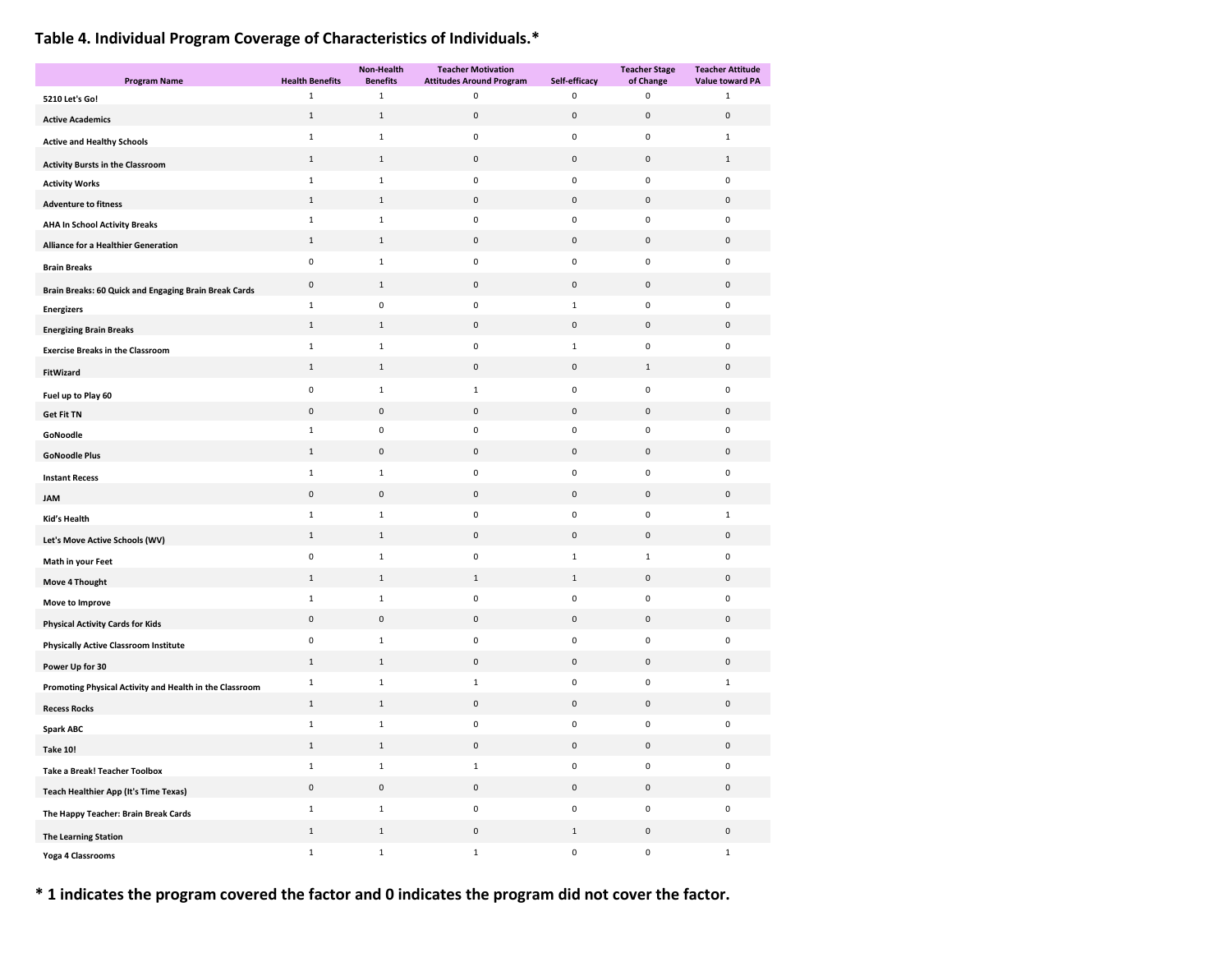## Table 4. Individual Program Coverage of Characteristics of Individuals.*

| Program Name | Health Benefits | Non-Health Benefits | Teacher Motivation Attitudes Around Program | Self-efficacy | Teacher Stage of Change | Teacher Attitude Value toward PA |
|---|---|---|---|---|---|---|
| 5210 Let's Go! | 1 | 1 | 0 | 0 | 0 | 1 |
| Active Academics | 1 | 1 | 0 | 0 | 0 | 0 |
| Active and Healthy Schools | 1 | 1 | 0 | 0 | 0 | 1 |
| Activity Bursts in the Classroom | 1 | 1 | 0 | 0 | 0 | 1 |
| Activity Works | 1 | 1 | 0 | 0 | 0 | 0 |
| Adventure to fitness | 1 | 1 | 0 | 0 | 0 | 0 |
| AHA In School Activity Breaks | 1 | 1 | 0 | 0 | 0 | 0 |
| Alliance for a Healthier Generation | 1 | 1 | 0 | 0 | 0 | 0 |
| Brain Breaks | 0 | 1 | 0 | 0 | 0 | 0 |
| Brain Breaks: 60 Quick and Engaging Brain Break Cards | 0 | 1 | 0 | 0 | 0 | 0 |
| Energizers | 1 | 0 | 0 | 1 | 0 | 0 |
| Energizing Brain Breaks | 1 | 1 | 0 | 0 | 0 | 0 |
| Exercise Breaks in the Classroom | 1 | 1 | 0 | 1 | 0 | 0 |
| FitWizard | 1 | 1 | 0 | 0 | 1 | 0 |
| Fuel up to Play 60 | 0 | 1 | 1 | 0 | 0 | 0 |
| Get Fit TN | 0 | 0 | 0 | 0 | 0 | 0 |
| GoNoodle | 1 | 0 | 0 | 0 | 0 | 0 |
| GoNoodle Plus | 1 | 0 | 0 | 0 | 0 | 0 |
| Instant Recess | 1 | 1 | 0 | 0 | 0 | 0 |
| JAM | 0 | 0 | 0 | 0 | 0 | 0 |
| Kid's Health | 1 | 1 | 0 | 0 | 0 | 1 |
| Let's Move Active Schools (WV) | 1 | 1 | 0 | 0 | 0 | 0 |
| Math in your Feet | 0 | 1 | 0 | 1 | 1 | 0 |
| Move 4 Thought | 1 | 1 | 1 | 1 | 0 | 0 |
| Move to Improve | 1 | 1 | 0 | 0 | 0 | 0 |
| Physical Activity Cards for Kids | 0 | 0 | 0 | 0 | 0 | 0 |
| Physically Active Classroom Institute | 0 | 1 | 0 | 0 | 0 | 0 |
| Power Up for 30 | 1 | 1 | 0 | 0 | 0 | 0 |
| Promoting Physical Activity and Health in the Classroom | 1 | 1 | 1 | 0 | 0 | 1 |
| Recess Rocks | 1 | 1 | 0 | 0 | 0 | 0 |
| Spark ABC | 1 | 1 | 0 | 0 | 0 | 0 |
| Take 10! | 1 | 1 | 0 | 0 | 0 | 0 |
| Take a Break! Teacher Toolbox | 1 | 1 | 1 | 0 | 0 | 0 |
| Teach Healthier App (It's Time Texas) | 0 | 0 | 0 | 0 | 0 | 0 |
| The Happy Teacher: Brain Break Cards | 1 | 1 | 0 | 0 | 0 | 0 |
| The Learning Station | 1 | 1 | 0 | 1 | 0 | 0 |
| Yoga 4 Classrooms | 1 | 1 | 1 | 0 | 0 | 1 |

**\* 1 indicates the program covered the factor and 0 indicates the program did not cover the factor.**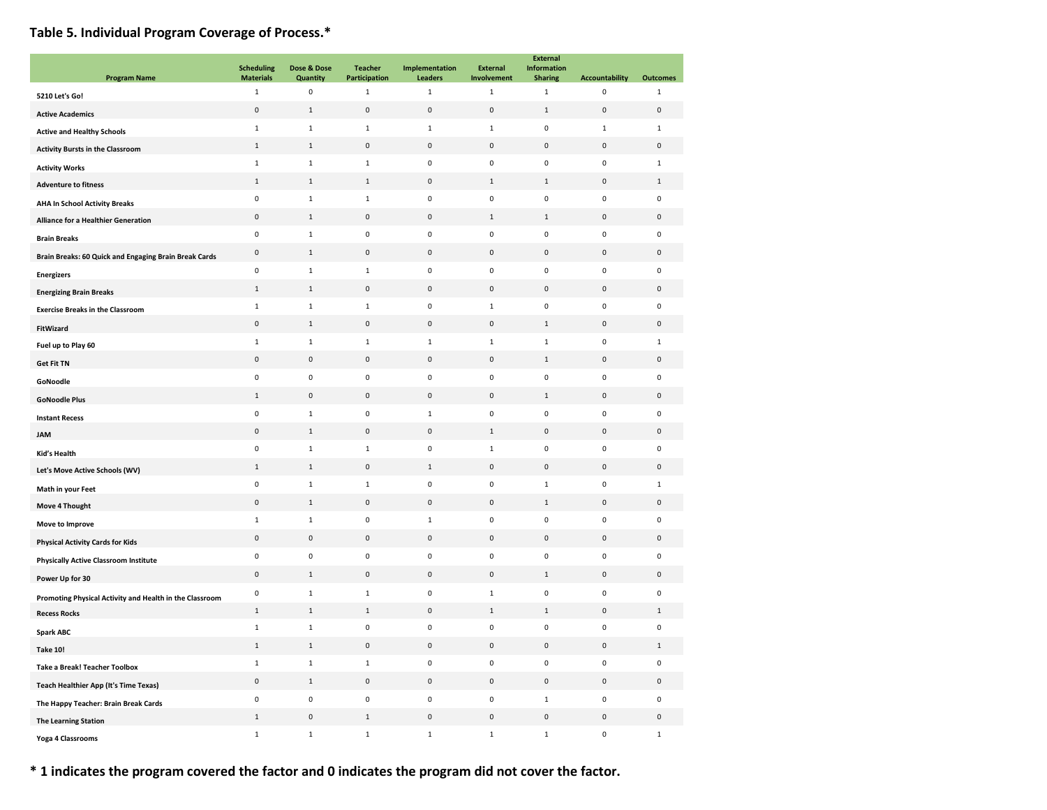## Table 5. Individual Program Coverage of Process.*

| Program Name | Scheduling Materials | Dose & Dose Quantity | Teacher Participation | Implementation Leaders | External Involvement | External Information Sharing | Accountability | Outcomes |
|---|---|---|---|---|---|---|---|---|
| 5210 Let's Go! | 1 | 0 | 1 | 1 | 1 | 1 | 0 | 1 |
| Active Academics | 0 | 1 | 0 | 0 | 0 | 1 | 0 | 0 |
| Active and Healthy Schools | 1 | 1 | 1 | 1 | 1 | 0 | 1 | 1 |
| Activity Bursts in the Classroom | 1 | 1 | 0 | 0 | 0 | 0 | 0 | 0 |
| Activity Works | 1 | 1 | 1 | 0 | 0 | 0 | 0 | 1 |
| Adventure to fitness | 1 | 1 | 1 | 0 | 1 | 1 | 0 | 1 |
| AHA In School Activity Breaks | 0 | 1 | 1 | 0 | 0 | 0 | 0 | 0 |
| Alliance for a Healthier Generation | 0 | 1 | 0 | 0 | 1 | 1 | 0 | 0 |
| Brain Breaks | 0 | 1 | 0 | 0 | 0 | 0 | 0 | 0 |
| Brain Breaks: 60 Quick and Engaging Brain Break Cards | 0 | 1 | 0 | 0 | 0 | 0 | 0 | 0 |
| Energizers | 0 | 1 | 1 | 0 | 0 | 0 | 0 | 0 |
| Energizing Brain Breaks | 1 | 1 | 0 | 0 | 0 | 0 | 0 | 0 |
| Exercise Breaks in the Classroom | 1 | 1 | 1 | 0 | 1 | 0 | 0 | 0 |
| FitWizard | 0 | 1 | 0 | 0 | 0 | 1 | 0 | 0 |
| Fuel up to Play 60 | 1 | 1 | 1 | 1 | 1 | 1 | 0 | 1 |
| Get Fit TN | 0 | 0 | 0 | 0 | 0 | 1 | 0 | 0 |
| GoNoodle | 0 | 0 | 0 | 0 | 0 | 0 | 0 | 0 |
| GoNoodle Plus | 1 | 0 | 0 | 0 | 0 | 1 | 0 | 0 |
| Instant Recess | 0 | 1 | 0 | 1 | 0 | 0 | 0 | 0 |
| JAM | 0 | 1 | 0 | 0 | 1 | 0 | 0 | 0 |
| Kid's Health | 0 | 1 | 1 | 0 | 1 | 0 | 0 | 0 |
| Let's Move Active Schools (WV) | 1 | 1 | 0 | 1 | 0 | 0 | 0 | 0 |
| Math in your Feet | 0 | 1 | 1 | 0 | 0 | 1 | 0 | 1 |
| Move 4 Thought | 0 | 1 | 0 | 0 | 0 | 1 | 0 | 0 |
| Move to Improve | 1 | 1 | 0 | 1 | 0 | 0 | 0 | 0 |
| Physical Activity Cards for Kids | 0 | 0 | 0 | 0 | 0 | 0 | 0 | 0 |
| Physically Active Classroom Institute | 0 | 0 | 0 | 0 | 0 | 0 | 0 | 0 |
| Power Up for 30 | 0 | 1 | 0 | 0 | 0 | 1 | 0 | 0 |
| Promoting Physical Activity and Health in the Classroom | 0 | 1 | 1 | 0 | 1 | 0 | 0 | 0 |
| Recess Rocks | 1 | 1 | 1 | 0 | 1 | 1 | 0 | 1 |
| Spark ABC | 1 | 1 | 0 | 0 | 0 | 0 | 0 | 0 |
| Take 10! | 1 | 1 | 0 | 0 | 0 | 0 | 0 | 1 |
| Take a Break! Teacher Toolbox | 1 | 1 | 1 | 0 | 0 | 0 | 0 | 0 |
| Teach Healthier App (It's Time Texas) | 0 | 1 | 0 | 0 | 0 | 0 | 0 | 0 |
| The Happy Teacher: Brain Break Cards | 0 | 0 | 0 | 0 | 0 | 1 | 0 | 0 |
| The Learning Station | 1 | 0 | 1 | 0 | 0 | 0 | 0 | 0 |
| Yoga 4 Classrooms | 1 | 1 | 1 | 1 | 1 | 1 | 0 | 1 |

**\* 1 indicates the program covered the factor and 0 indicates the program did not cover the factor.**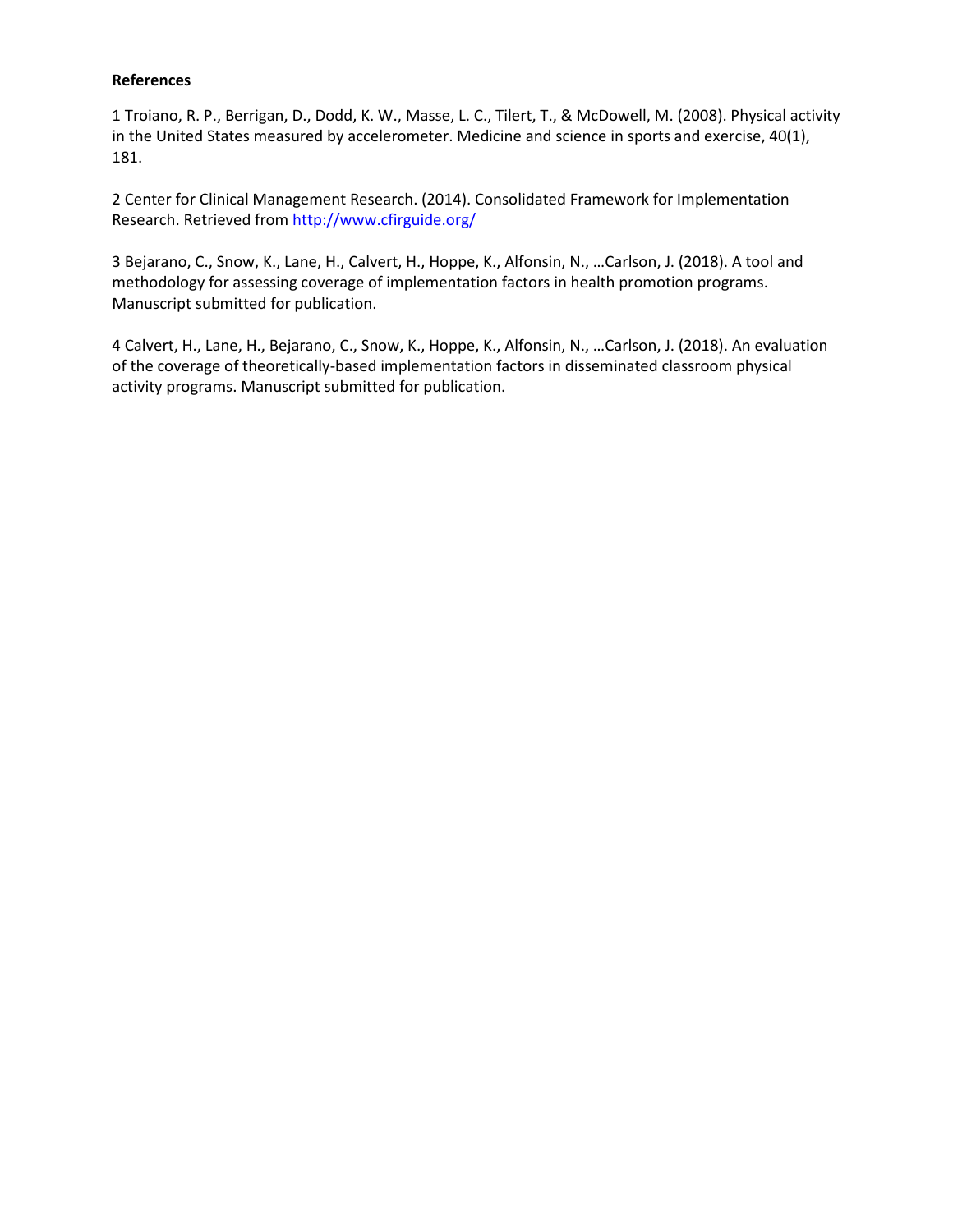**References**

1 Troiano, R. P., Berrigan, D., Dodd, K. W., Masse, L. C., Tilert, T., & McDowell, M. (2008). Physical activity in the United States measured by accelerometer. Medicine and science in sports and exercise, 40(1), 181.

2 Center for Clinical Management Research. (2014). Consolidated Framework for Implementation Research. Retrieved from http://www.cfirguide.org/

3 Bejarano, C., Snow, K., Lane, H., Calvert, H., Hoppe, K., Alfonsin, N., …Carlson, J. (2018). A tool and methodology for assessing coverage of implementation factors in health promotion programs. Manuscript submitted for publication.

4 Calvert, H., Lane, H., Bejarano, C., Snow, K., Hoppe, K., Alfonsin, N., …Carlson, J. (2018). An evaluation of the coverage of theoretically-based implementation factors in disseminated classroom physical activity programs. Manuscript submitted for publication.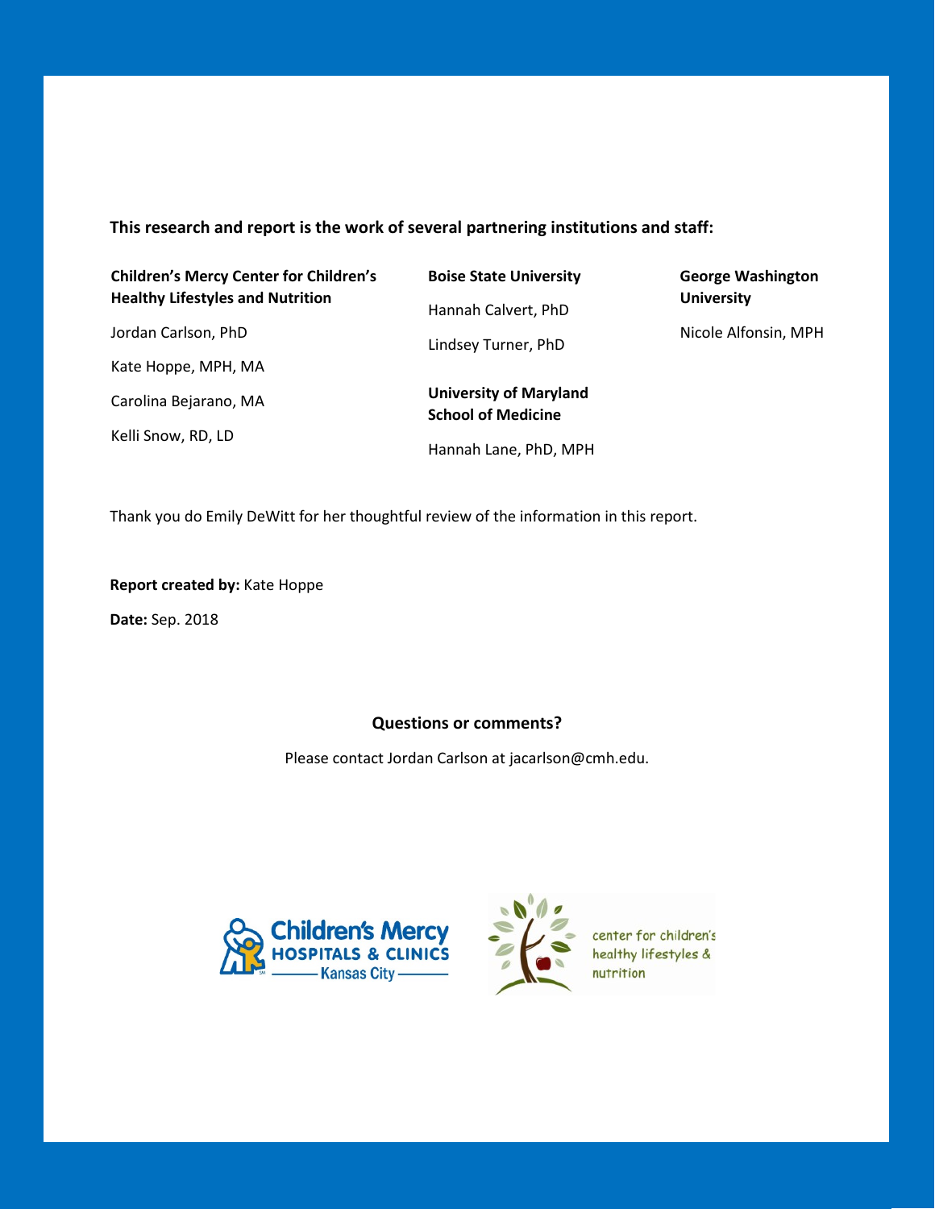**This research and report is the work of several partnering institutions and staff:**

**Children's Mercy Center for Children's Healthy Lifestyles and Nutrition**

Jordan Carlson, PhD

Kate Hoppe, MPH, MA

Carolina Bejarano, MA

Kelli Snow, RD, LD

**Boise State University**

Hannah Calvert, PhD

Lindsey Turner, PhD

**University of Maryland School of Medicine**

Hannah Lane, PhD, MPH

**George Washington University**

Nicole Alfonsin, MPH

Thank you do Emily DeWitt for her thoughtful review of the information in this report.

**Report created by:** Kate Hoppe

**Date:** Sep. 2018

**Questions or comments?**

Please contact Jordan Carlson at jacarlson@cmh.edu.

Children's Mercy HOSPITALS & CLINICS Kansas City

center for children's healthy lifestyles & nutrition